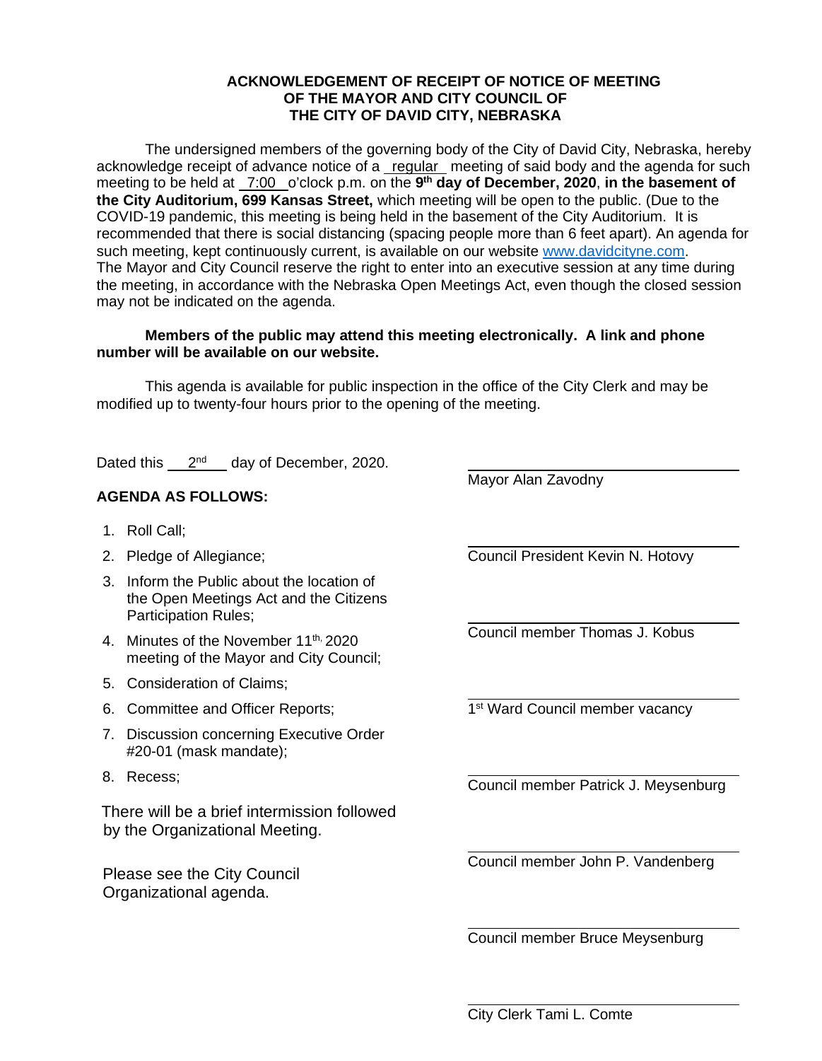**ACKNOWLEDGEMENT OF RECEIPT OF NOTICE OF MEETING OF THE MAYOR AND CITY COUNCIL OF THE CITY OF DAVID CITY, NEBRASKA**

The undersigned members of the governing body of the City of David City, Nebraska, hereby acknowledge receipt of advance notice of a regular meeting of said body and the agenda for such meeting to be held at 7:00 o'clock p.m. on the **9th day of December, 2020**, **in the basement of the City Auditorium, 699 Kansas Street,** which meeting will be open to the public. (Due to the COVID-19 pandemic, this meeting is being held in the basement of the City Auditorium. It is recommended that there is social distancing (spacing people more than 6 feet apart). An agenda for such meeting, kept continuously current, is available on our website www.davidcityne.com. The Mayor and City Council reserve the right to enter into an executive session at any time during the meeting, in accordance with the Nebraska Open Meetings Act, even though the closed session may not be indicated on the agenda.

**Members of the public may attend this meeting electronically. A link and phone number will be available on our website.**

This agenda is available for public inspection in the office of the City Clerk and may be modified up to twenty-four hours prior to the opening of the meeting.

Dated this 2nd day of December, 2020.

**AGENDA AS FOLLOWS:**

1. Roll Call;
2. Pledge of Allegiance;
3. Inform the Public about the location of the Open Meetings Act and the Citizens Participation Rules;
4. Minutes of the November 11th, 2020 meeting of the Mayor and City Council;
5. Consideration of Claims;
6. Committee and Officer Reports;
7. Discussion concerning Executive Order #20-01 (mask mandate);
8. Recess;

There will be a brief intermission followed by the Organizational Meeting.

Please see the City Council Organizational agenda.

\_\_\_\_\_\_\_\_\_\_\_\_\_\_\_\_\_\_\_\_\_\_\_\_\_\_\_\_\_\_
Mayor Alan Zavodny

\_\_\_\_\_\_\_\_\_\_\_\_\_\_\_\_\_\_\_\_\_\_\_\_\_\_\_\_\_\_
Council President Kevin N. Hotovy

\_\_\_\_\_\_\_\_\_\_\_\_\_\_\_\_\_\_\_\_\_\_\_\_\_\_\_\_\_\_
Council member Thomas J. Kobus

\_\_\_\_\_\_\_\_\_\_\_\_\_\_\_\_\_\_\_\_\_\_\_\_\_\_\_\_\_\_
1st Ward Council member vacancy

\_\_\_\_\_\_\_\_\_\_\_\_\_\_\_\_\_\_\_\_\_\_\_\_\_\_\_\_\_\_
Council member Patrick J. Meysenburg

\_\_\_\_\_\_\_\_\_\_\_\_\_\_\_\_\_\_\_\_\_\_\_\_\_\_\_\_\_\_
Council member John P. Vandenberg

\_\_\_\_\_\_\_\_\_\_\_\_\_\_\_\_\_\_\_\_\_\_\_\_\_\_\_\_\_\_
Council member Bruce Meysenburg

\_\_\_\_\_\_\_\_\_\_\_\_\_\_\_\_\_\_\_\_\_\_\_\_\_\_\_\_\_\_
City Clerk Tami L. Comte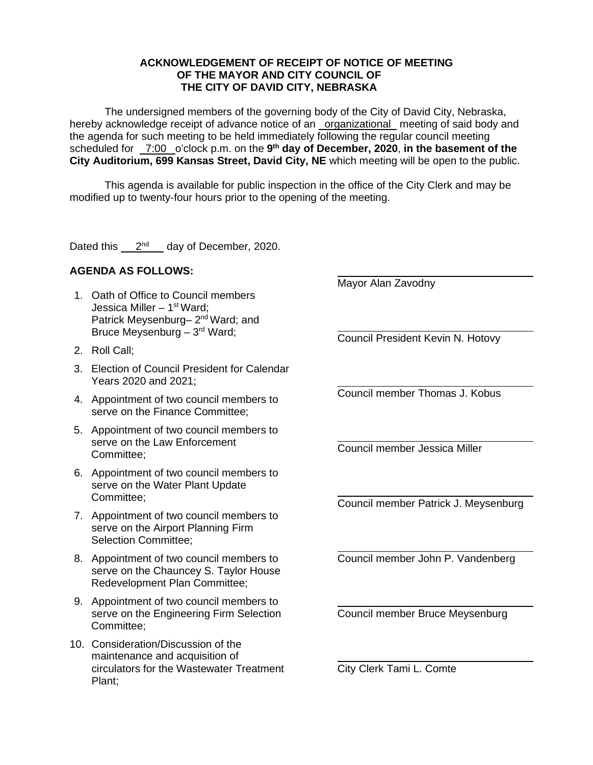**ACKNOWLEDGEMENT OF RECEIPT OF NOTICE OF MEETING OF THE MAYOR AND CITY COUNCIL OF THE CITY OF DAVID CITY, NEBRASKA**

The undersigned members of the governing body of the City of David City, Nebraska, hereby acknowledge receipt of advance notice of an organizational meeting of said body and the agenda for such meeting to be held immediately following the regular council meeting scheduled for 7:00 o'clock p.m. on the **9th day of December, 2020**, **in the basement of the City Auditorium, 699 Kansas Street, David City, NE** which meeting will be open to the public.

This agenda is available for public inspection in the office of the City Clerk and may be modified up to twenty-four hours prior to the opening of the meeting.

Dated this 2nd day of December, 2020.

**AGENDA AS FOLLOWS:**

1. Oath of Office to Council members Jessica Miller – 1st Ward; Patrick Meysenburg– 2nd Ward; and Bruce Meysenburg – 3rd Ward;
2. Roll Call;
3. Election of Council President for Calendar Years 2020 and 2021;
4. Appointment of two council members to serve on the Finance Committee;
5. Appointment of two council members to serve on the Law Enforcement Committee;
6. Appointment of two council members to serve on the Water Plant Update Committee;
7. Appointment of two council members to serve on the Airport Planning Firm Selection Committee;
8. Appointment of two council members to serve on the Chauncey S. Taylor House Redevelopment Plan Committee;
9. Appointment of two council members to serve on the Engineering Firm Selection Committee;
10. Consideration/Discussion of the maintenance and acquisition of circulators for the Wastewater Treatment Plant;

______________________________
Mayor Alan Zavodny

______________________________
Council President Kevin N. Hotovy

______________________________
Council member Thomas J. Kobus

______________________________
Council member Jessica Miller

______________________________
Council member Patrick J. Meysenburg

______________________________
Council member John P. Vandenberg

______________________________
Council member Bruce Meysenburg

______________________________
City Clerk Tami L. Comte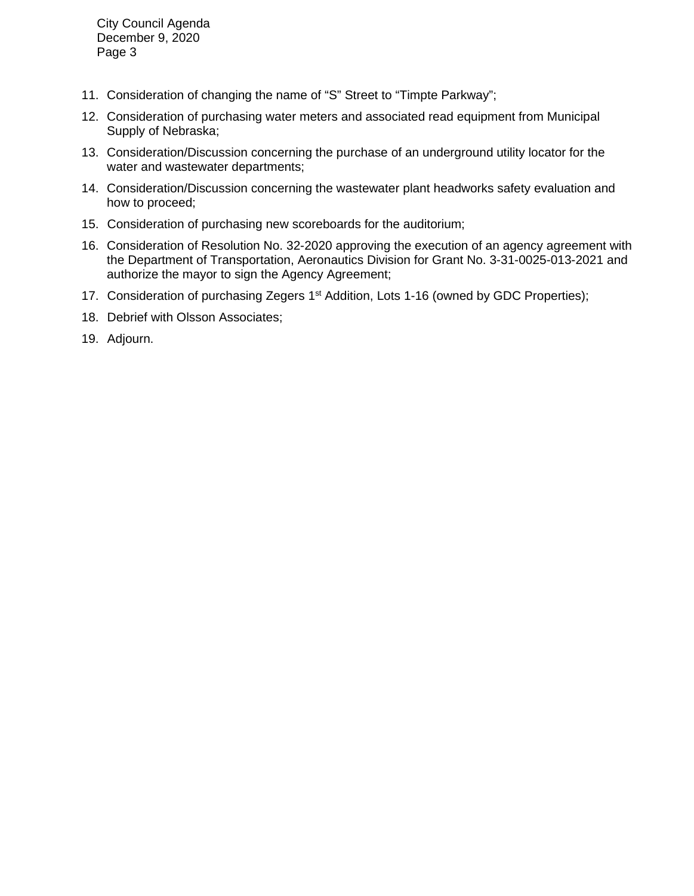11. Consideration of changing the name of “S” Street to “Timpte Parkway”;
12. Consideration of purchasing water meters and associated read equipment from Municipal Supply of Nebraska;
13. Consideration/Discussion concerning the purchase of an underground utility locator for the water and wastewater departments;
14. Consideration/Discussion concerning the wastewater plant headworks safety evaluation and how to proceed;
15. Consideration of purchasing new scoreboards for the auditorium;
16. Consideration of Resolution No. 32-2020 approving the execution of an agency agreement with the Department of Transportation, Aeronautics Division for Grant No. 3-31-0025-013-2021 and authorize the mayor to sign the Agency Agreement;
17. Consideration of purchasing Zegers 1st Addition, Lots 1-16 (owned by GDC Properties);
18. Debrief with Olsson Associates;
19. Adjourn.